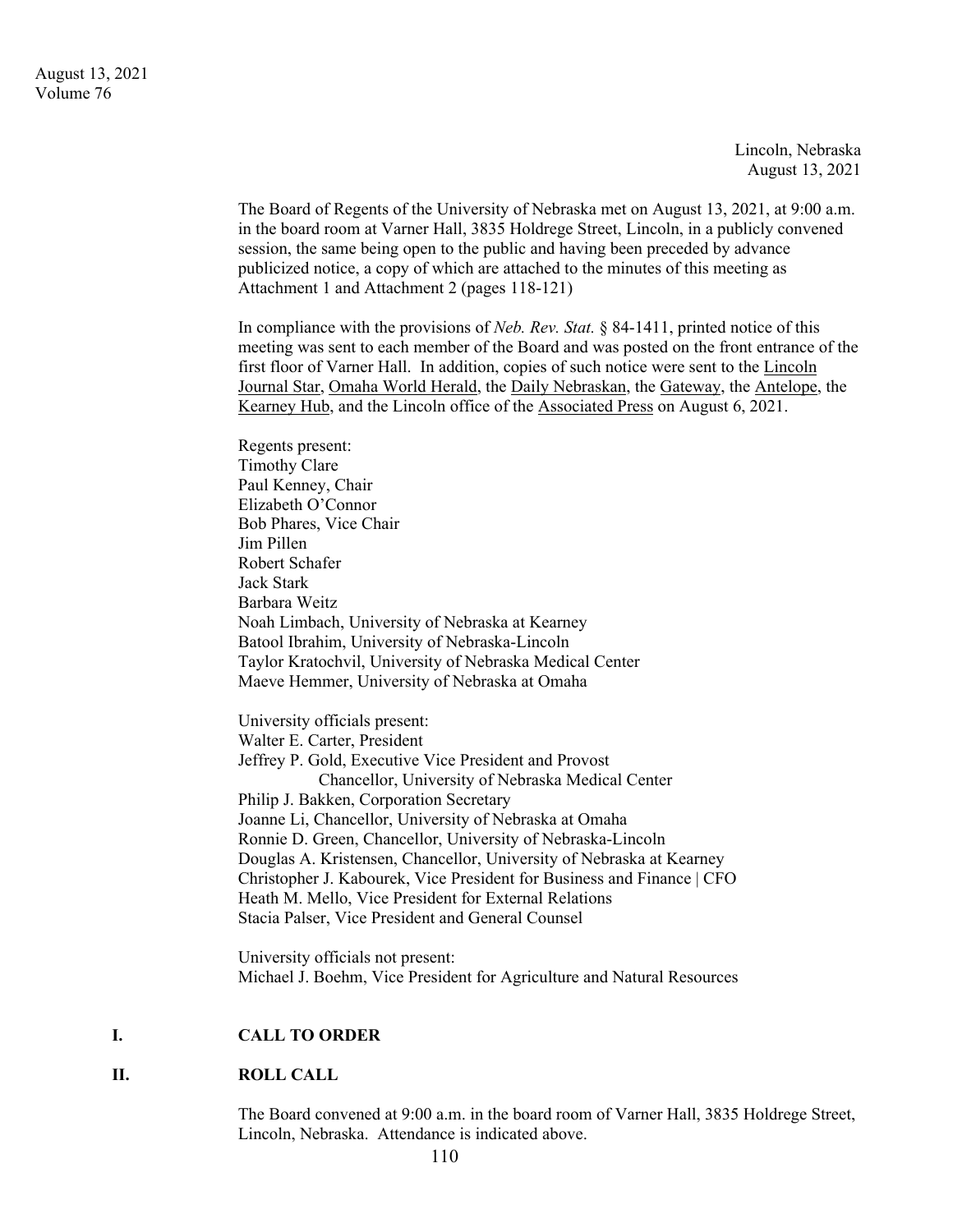Lincoln, Nebraska
August 13, 2021

The Board of Regents of the University of Nebraska met on August 13, 2021, at 9:00 a.m. in the board room at Varner Hall, 3835 Holdrege Street, Lincoln, in a publicly convened session, the same being open to the public and having been preceded by advance publicized notice, a copy of which are attached to the minutes of this meeting as Attachment 1 and Attachment 2 (pages 118-121)

In compliance with the provisions of *Neb. Rev. Stat.* § 84-1411, printed notice of this meeting was sent to each member of the Board and was posted on the front entrance of the first floor of Varner Hall. In addition, copies of such notice were sent to the Lincoln Journal Star, Omaha World Herald, the Daily Nebraskan, the Gateway, the Antelope, the Kearney Hub, and the Lincoln office of the Associated Press on August 6, 2021.

Regents present:
Timothy Clare
Paul Kenney, Chair
Elizabeth O'Connor
Bob Phares, Vice Chair
Jim Pillen
Robert Schafer
Jack Stark
Barbara Weitz
Noah Limbach, University of Nebraska at Kearney
Batool Ibrahim, University of Nebraska-Lincoln
Taylor Kratochvil, University of Nebraska Medical Center
Maeve Hemmer, University of Nebraska at Omaha

University officials present:
Walter E. Carter, President
Jeffrey P. Gold, Executive Vice President and Provost
Chancellor, University of Nebraska Medical Center
Philip J. Bakken, Corporation Secretary
Joanne Li, Chancellor, University of Nebraska at Omaha
Ronnie D. Green, Chancellor, University of Nebraska-Lincoln
Douglas A. Kristensen, Chancellor, University of Nebraska at Kearney
Christopher J. Kabourek, Vice President for Business and Finance | CFO
Heath M. Mello, Vice President for External Relations
Stacia Palser, Vice President and General Counsel

University officials not present:
Michael J. Boehm, Vice President for Agriculture and Natural Resources

## I. CALL TO ORDER

## II. ROLL CALL

The Board convened at 9:00 a.m. in the board room of Varner Hall, 3835 Holdrege Street, Lincoln, Nebraska. Attendance is indicated above.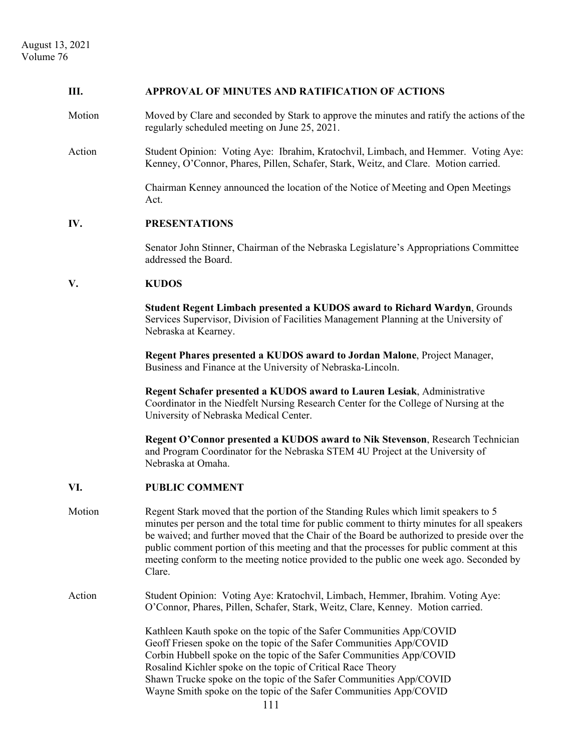## III. APPROVAL OF MINUTES AND RATIFICATION OF ACTIONS

Motion Moved by Clare and seconded by Stark to approve the minutes and ratify the actions of the regularly scheduled meeting on June 25, 2021.

Action Student Opinion: Voting Aye: Ibrahim, Kratochvil, Limbach, and Hemmer. Voting Aye: Kenney, O'Connor, Phares, Pillen, Schafer, Stark, Weitz, and Clare. Motion carried.

Chairman Kenney announced the location of the Notice of Meeting and Open Meetings Act.

## IV. PRESENTATIONS

Senator John Stinner, Chairman of the Nebraska Legislature's Appropriations Committee addressed the Board.

## V. KUDOS

**Student Regent Limbach presented a KUDOS award to Richard Wardyn**, Grounds Services Supervisor, Division of Facilities Management Planning at the University of Nebraska at Kearney.

**Regent Phares presented a KUDOS award to Jordan Malone**, Project Manager, Business and Finance at the University of Nebraska-Lincoln.

**Regent Schafer presented a KUDOS award to Lauren Lesiak**, Administrative Coordinator in the Niedfelt Nursing Research Center for the College of Nursing at the University of Nebraska Medical Center.

**Regent O'Connor presented a KUDOS award to Nik Stevenson**, Research Technician and Program Coordinator for the Nebraska STEM 4U Project at the University of Nebraska at Omaha.

## VI. PUBLIC COMMENT

Motion Regent Stark moved that the portion of the Standing Rules which limit speakers to 5 minutes per person and the total time for public comment to thirty minutes for all speakers be waived; and further moved that the Chair of the Board be authorized to preside over the public comment portion of this meeting and that the processes for public comment at this meeting conform to the meeting notice provided to the public one week ago. Seconded by Clare.

Action Student Opinion: Voting Aye: Kratochvil, Limbach, Hemmer, Ibrahim. Voting Aye: O'Connor, Phares, Pillen, Schafer, Stark, Weitz, Clare, Kenney. Motion carried.

Kathleen Kauth spoke on the topic of the Safer Communities App/COVID
Geoff Friesen spoke on the topic of the Safer Communities App/COVID
Corbin Hubbell spoke on the topic of the Safer Communities App/COVID
Rosalind Kichler spoke on the topic of Critical Race Theory
Shawn Trucke spoke on the topic of the Safer Communities App/COVID
Wayne Smith spoke on the topic of the Safer Communities App/COVID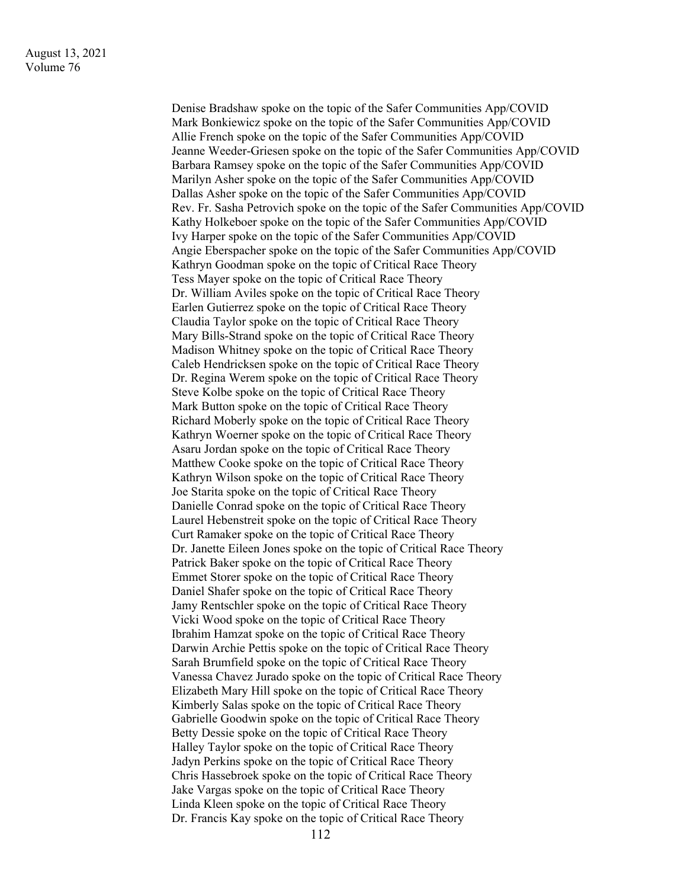Denise Bradshaw spoke on the topic of the Safer Communities App/COVID
Mark Bonkiewicz spoke on the topic of the Safer Communities App/COVID
Allie French spoke on the topic of the Safer Communities App/COVID
Jeanne Weeder-Griesen spoke on the topic of the Safer Communities App/COVID
Barbara Ramsey spoke on the topic of the Safer Communities App/COVID
Marilyn Asher spoke on the topic of the Safer Communities App/COVID
Dallas Asher spoke on the topic of the Safer Communities App/COVID
Rev. Fr. Sasha Petrovich spoke on the topic of the Safer Communities App/COVID
Kathy Holkeboer spoke on the topic of the Safer Communities App/COVID
Ivy Harper spoke on the topic of the Safer Communities App/COVID
Angie Eberspacher spoke on the topic of the Safer Communities App/COVID
Kathryn Goodman spoke on the topic of Critical Race Theory
Tess Mayer spoke on the topic of Critical Race Theory
Dr. William Aviles spoke on the topic of Critical Race Theory
Earlen Gutierrez spoke on the topic of Critical Race Theory
Claudia Taylor spoke on the topic of Critical Race Theory
Mary Bills-Strand spoke on the topic of Critical Race Theory
Madison Whitney spoke on the topic of Critical Race Theory
Caleb Hendricksen spoke on the topic of Critical Race Theory
Dr. Regina Werem spoke on the topic of Critical Race Theory
Steve Kolbe spoke on the topic of Critical Race Theory
Mark Button spoke on the topic of Critical Race Theory
Richard Moberly spoke on the topic of Critical Race Theory
Kathryn Woerner spoke on the topic of Critical Race Theory
Asaru Jordan spoke on the topic of Critical Race Theory
Matthew Cooke spoke on the topic of Critical Race Theory
Kathryn Wilson spoke on the topic of Critical Race Theory
Joe Starita spoke on the topic of Critical Race Theory
Danielle Conrad spoke on the topic of Critical Race Theory
Laurel Hebenstreit spoke on the topic of Critical Race Theory
Curt Ramaker spoke on the topic of Critical Race Theory
Dr. Janette Eileen Jones spoke on the topic of Critical Race Theory
Patrick Baker spoke on the topic of Critical Race Theory
Emmet Storer spoke on the topic of Critical Race Theory
Daniel Shafer spoke on the topic of Critical Race Theory
Jamy Rentschler spoke on the topic of Critical Race Theory
Vicki Wood spoke on the topic of Critical Race Theory
Ibrahim Hamzat spoke on the topic of Critical Race Theory
Darwin Archie Pettis spoke on the topic of Critical Race Theory
Sarah Brumfield spoke on the topic of Critical Race Theory
Vanessa Chavez Jurado spoke on the topic of Critical Race Theory
Elizabeth Mary Hill spoke on the topic of Critical Race Theory
Kimberly Salas spoke on the topic of Critical Race Theory
Gabrielle Goodwin spoke on the topic of Critical Race Theory
Betty Dessie spoke on the topic of Critical Race Theory
Halley Taylor spoke on the topic of Critical Race Theory
Jadyn Perkins spoke on the topic of Critical Race Theory
Chris Hassebroek spoke on the topic of Critical Race Theory
Jake Vargas spoke on the topic of Critical Race Theory
Linda Kleen spoke on the topic of Critical Race Theory
Dr. Francis Kay spoke on the topic of Critical Race Theory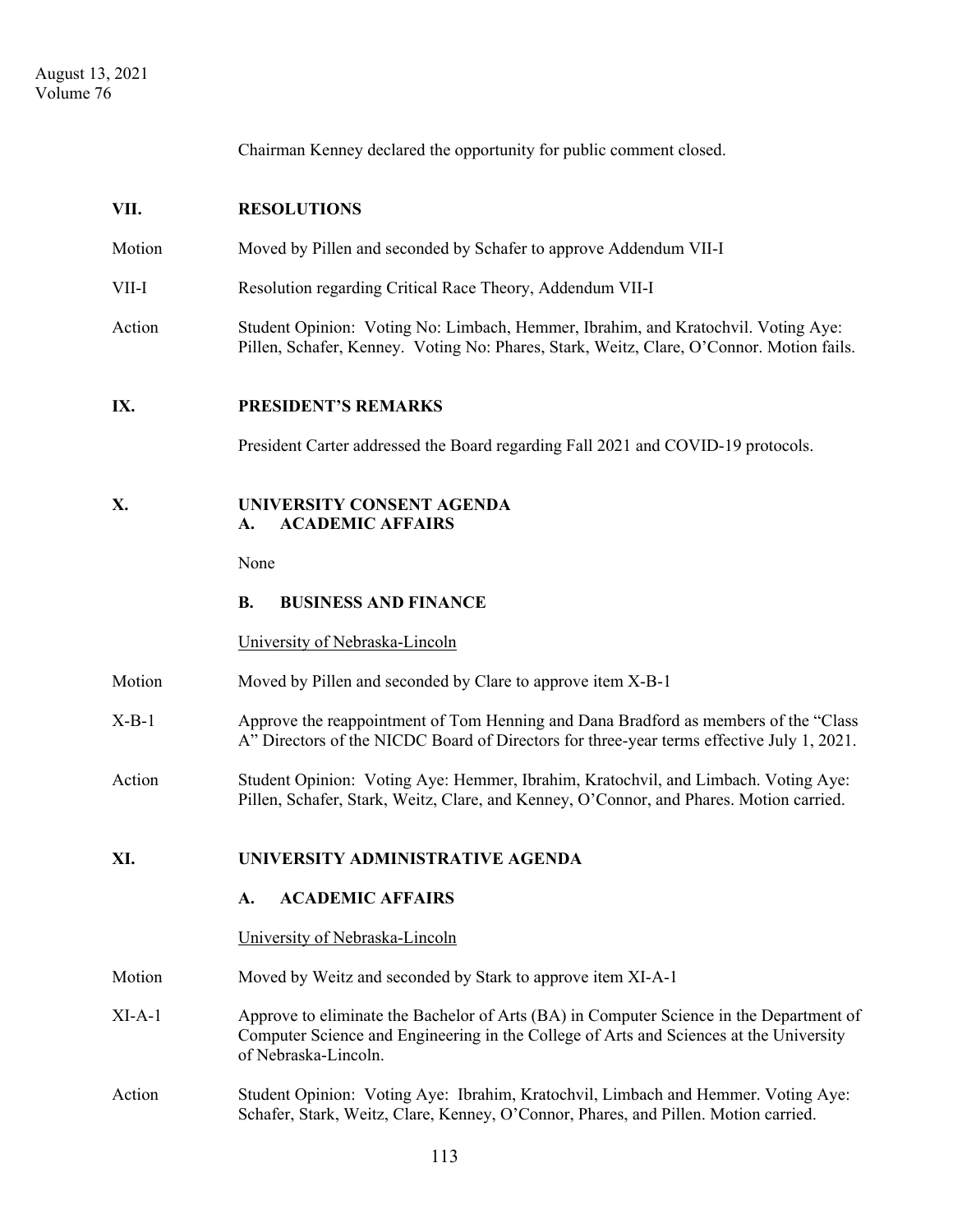Chairman Kenney declared the opportunity for public comment closed.

## VII. RESOLUTIONS

Motion — Moved by Pillen and seconded by Schafer to approve Addendum VII-I

VII-I — Resolution regarding Critical Race Theory, Addendum VII-I

Action — Student Opinion: Voting No: Limbach, Hemmer, Ibrahim, and Kratochvil. Voting Aye: Pillen, Schafer, Kenney. Voting No: Phares, Stark, Weitz, Clare, O'Connor. Motion fails.

## IX. PRESIDENT'S REMARKS

President Carter addressed the Board regarding Fall 2021 and COVID-19 protocols.

## X. UNIVERSITY CONSENT AGENDA

### A. ACADEMIC AFFAIRS

None

### B. BUSINESS AND FINANCE

University of Nebraska-Lincoln

Motion — Moved by Pillen and seconded by Clare to approve item X-B-1

X-B-1 — Approve the reappointment of Tom Henning and Dana Bradford as members of the "Class A" Directors of the NICDC Board of Directors for three-year terms effective July 1, 2021.

Action — Student Opinion: Voting Aye: Hemmer, Ibrahim, Kratochvil, and Limbach. Voting Aye: Pillen, Schafer, Stark, Weitz, Clare, and Kenney, O'Connor, and Phares. Motion carried.

## XI. UNIVERSITY ADMINISTRATIVE AGENDA

### A. ACADEMIC AFFAIRS

University of Nebraska-Lincoln

Motion — Moved by Weitz and seconded by Stark to approve item XI-A-1

XI-A-1 — Approve to eliminate the Bachelor of Arts (BA) in Computer Science in the Department of Computer Science and Engineering in the College of Arts and Sciences at the University of Nebraska-Lincoln.

Action — Student Opinion: Voting Aye: Ibrahim, Kratochvil, Limbach and Hemmer. Voting Aye: Schafer, Stark, Weitz, Clare, Kenney, O'Connor, Phares, and Pillen. Motion carried.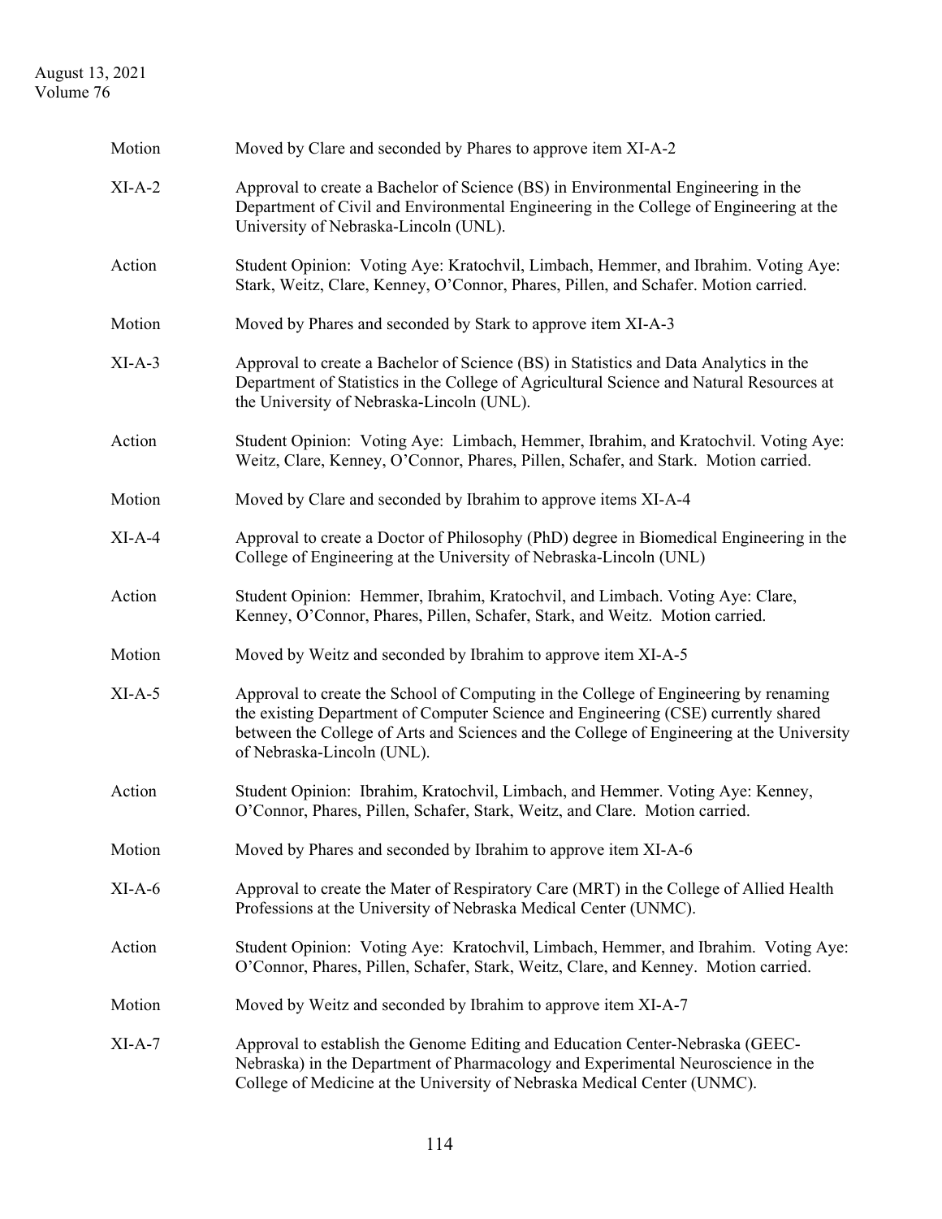| | |
|---|---|
| Motion | Moved by Clare and seconded by Phares to approve item XI-A-2 |
| XI-A-2 | Approval to create a Bachelor of Science (BS) in Environmental Engineering in the Department of Civil and Environmental Engineering in the College of Engineering at the University of Nebraska-Lincoln (UNL). |
| Action | Student Opinion: Voting Aye: Kratochvil, Limbach, Hemmer, and Ibrahim. Voting Aye: Stark, Weitz, Clare, Kenney, O'Connor, Phares, Pillen, and Schafer. Motion carried. |
| Motion | Moved by Phares and seconded by Stark to approve item XI-A-3 |
| XI-A-3 | Approval to create a Bachelor of Science (BS) in Statistics and Data Analytics in the Department of Statistics in the College of Agricultural Science and Natural Resources at the University of Nebraska-Lincoln (UNL). |
| Action | Student Opinion: Voting Aye: Limbach, Hemmer, Ibrahim, and Kratochvil. Voting Aye: Weitz, Clare, Kenney, O'Connor, Phares, Pillen, Schafer, and Stark. Motion carried. |
| Motion | Moved by Clare and seconded by Ibrahim to approve items XI-A-4 |
| XI-A-4 | Approval to create a Doctor of Philosophy (PhD) degree in Biomedical Engineering in the College of Engineering at the University of Nebraska-Lincoln (UNL) |
| Action | Student Opinion: Hemmer, Ibrahim, Kratochvil, and Limbach. Voting Aye: Clare, Kenney, O'Connor, Phares, Pillen, Schafer, Stark, and Weitz. Motion carried. |
| Motion | Moved by Weitz and seconded by Ibrahim to approve item XI-A-5 |
| XI-A-5 | Approval to create the School of Computing in the College of Engineering by renaming the existing Department of Computer Science and Engineering (CSE) currently shared between the College of Arts and Sciences and the College of Engineering at the University of Nebraska-Lincoln (UNL). |
| Action | Student Opinion: Ibrahim, Kratochvil, Limbach, and Hemmer. Voting Aye: Kenney, O'Connor, Phares, Pillen, Schafer, Stark, Weitz, and Clare. Motion carried. |
| Motion | Moved by Phares and seconded by Ibrahim to approve item XI-A-6 |
| XI-A-6 | Approval to create the Mater of Respiratory Care (MRT) in the College of Allied Health Professions at the University of Nebraska Medical Center (UNMC). |
| Action | Student Opinion: Voting Aye: Kratochvil, Limbach, Hemmer, and Ibrahim. Voting Aye: O'Connor, Phares, Pillen, Schafer, Stark, Weitz, Clare, and Kenney. Motion carried. |
| Motion | Moved by Weitz and seconded by Ibrahim to approve item XI-A-7 |
| XI-A-7 | Approval to establish the Genome Editing and Education Center-Nebraska (GEEC-Nebraska) in the Department of Pharmacology and Experimental Neuroscience in the College of Medicine at the University of Nebraska Medical Center (UNMC). |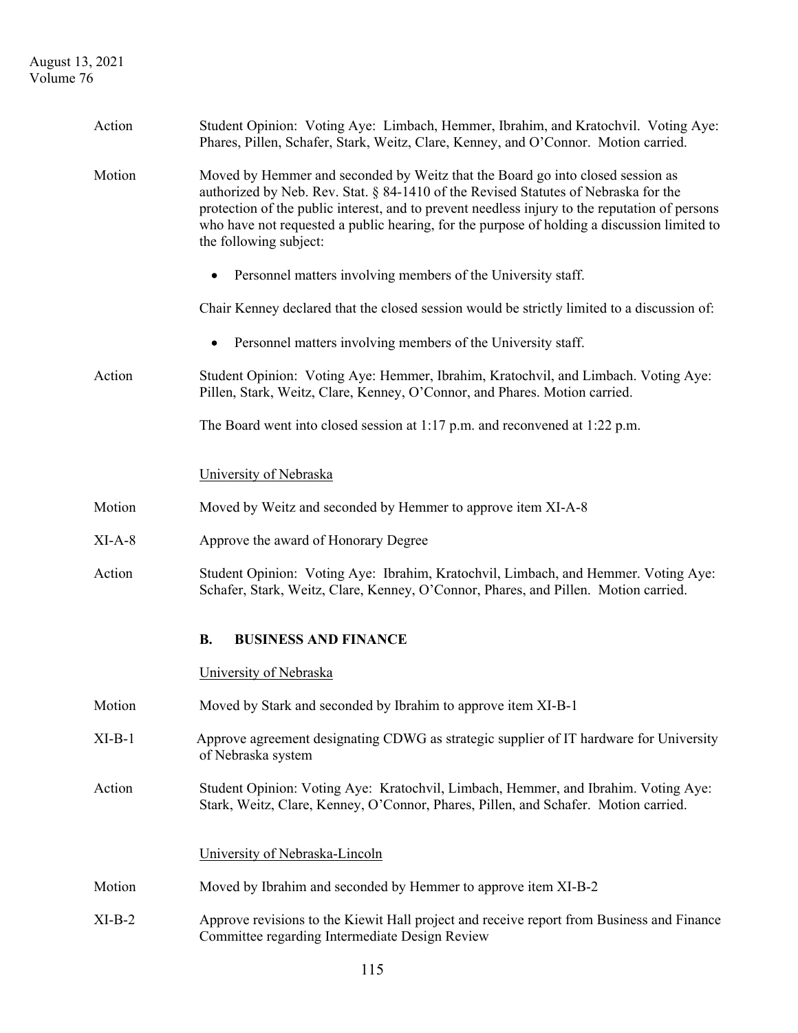Action Student Opinion: Voting Aye: Limbach, Hemmer, Ibrahim, and Kratochvil. Voting Aye: Phares, Pillen, Schafer, Stark, Weitz, Clare, Kenney, and O'Connor. Motion carried.

Motion Moved by Hemmer and seconded by Weitz that the Board go into closed session as authorized by Neb. Rev. Stat. § 84-1410 of the Revised Statutes of Nebraska for the protection of the public interest, and to prevent needless injury to the reputation of persons who have not requested a public hearing, for the purpose of holding a discussion limited to the following subject:

- Personnel matters involving members of the University staff.

Chair Kenney declared that the closed session would be strictly limited to a discussion of:

- Personnel matters involving members of the University staff.

Action Student Opinion: Voting Aye: Hemmer, Ibrahim, Kratochvil, and Limbach. Voting Aye: Pillen, Stark, Weitz, Clare, Kenney, O'Connor, and Phares. Motion carried.

The Board went into closed session at 1:17 p.m. and reconvened at 1:22 p.m.

University of Nebraska

Motion Moved by Weitz and seconded by Hemmer to approve item XI-A-8

XI-A-8 Approve the award of Honorary Degree

Action Student Opinion: Voting Aye: Ibrahim, Kratochvil, Limbach, and Hemmer. Voting Aye: Schafer, Stark, Weitz, Clare, Kenney, O'Connor, Phares, and Pillen. Motion carried.

## B. BUSINESS AND FINANCE

University of Nebraska

Motion Moved by Stark and seconded by Ibrahim to approve item XI-B-1

XI-B-1 Approve agreement designating CDWG as strategic supplier of IT hardware for University of Nebraska system

Action Student Opinion: Voting Aye: Kratochvil, Limbach, Hemmer, and Ibrahim. Voting Aye: Stark, Weitz, Clare, Kenney, O'Connor, Phares, Pillen, and Schafer. Motion carried.

University of Nebraska-Lincoln

Motion Moved by Ibrahim and seconded by Hemmer to approve item XI-B-2

XI-B-2 Approve revisions to the Kiewit Hall project and receive report from Business and Finance Committee regarding Intermediate Design Review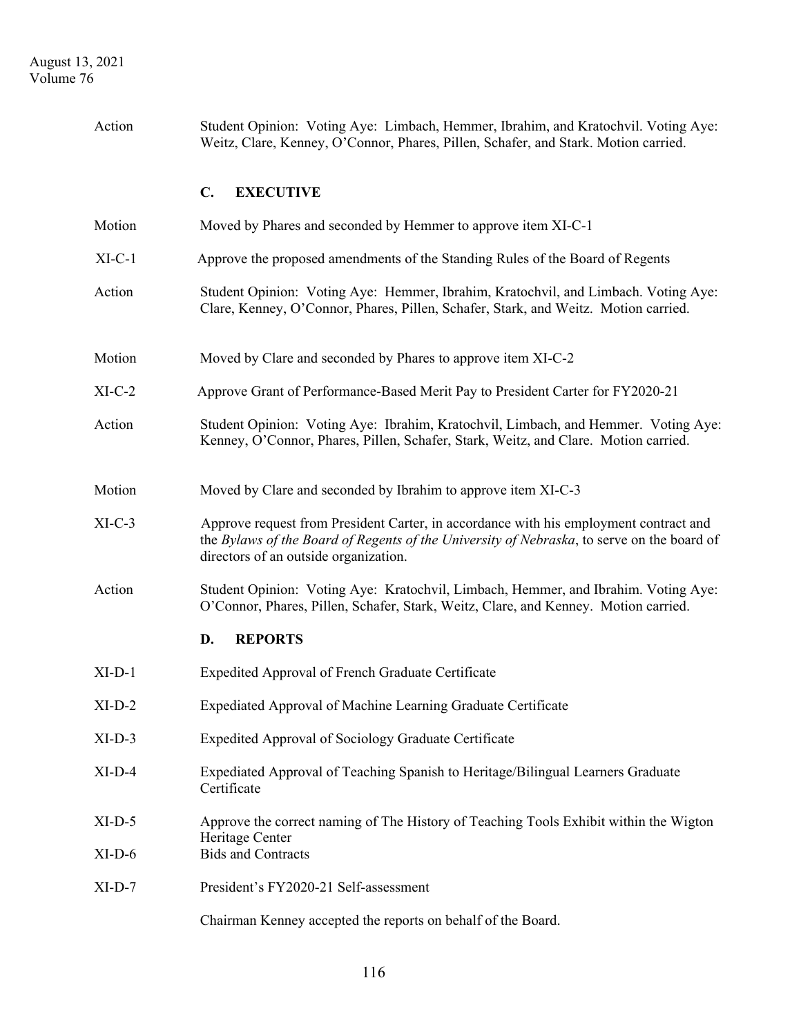Action Student Opinion: Voting Aye: Limbach, Hemmer, Ibrahim, and Kratochvil. Voting Aye: Weitz, Clare, Kenney, O'Connor, Phares, Pillen, Schafer, and Stark. Motion carried.

## C. EXECUTIVE

Motion Moved by Phares and seconded by Hemmer to approve item XI-C-1

XI-C-1 Approve the proposed amendments of the Standing Rules of the Board of Regents

Action Student Opinion: Voting Aye: Hemmer, Ibrahim, Kratochvil, and Limbach. Voting Aye: Clare, Kenney, O'Connor, Phares, Pillen, Schafer, Stark, and Weitz. Motion carried.

Motion Moved by Clare and seconded by Phares to approve item XI-C-2

XI-C-2 Approve Grant of Performance-Based Merit Pay to President Carter for FY2020-21

Action Student Opinion: Voting Aye: Ibrahim, Kratochvil, Limbach, and Hemmer. Voting Aye: Kenney, O'Connor, Phares, Pillen, Schafer, Stark, Weitz, and Clare. Motion carried.

Motion Moved by Clare and seconded by Ibrahim to approve item XI-C-3

XI-C-3 Approve request from President Carter, in accordance with his employment contract and the *Bylaws of the Board of Regents of the University of Nebraska*, to serve on the board of directors of an outside organization.

Action Student Opinion: Voting Aye: Kratochvil, Limbach, Hemmer, and Ibrahim. Voting Aye: O'Connor, Phares, Pillen, Schafer, Stark, Weitz, Clare, and Kenney. Motion carried.

## D. REPORTS

XI-D-1 Expedited Approval of French Graduate Certificate

XI-D-2 Expediated Approval of Machine Learning Graduate Certificate

XI-D-3 Expedited Approval of Sociology Graduate Certificate

XI-D-4 Expediated Approval of Teaching Spanish to Heritage/Bilingual Learners Graduate Certificate

XI-D-5 Approve the correct naming of The History of Teaching Tools Exhibit within the Wigton Heritage Center

XI-D-6 Bids and Contracts

XI-D-7 President's FY2020-21 Self-assessment

Chairman Kenney accepted the reports on behalf of the Board.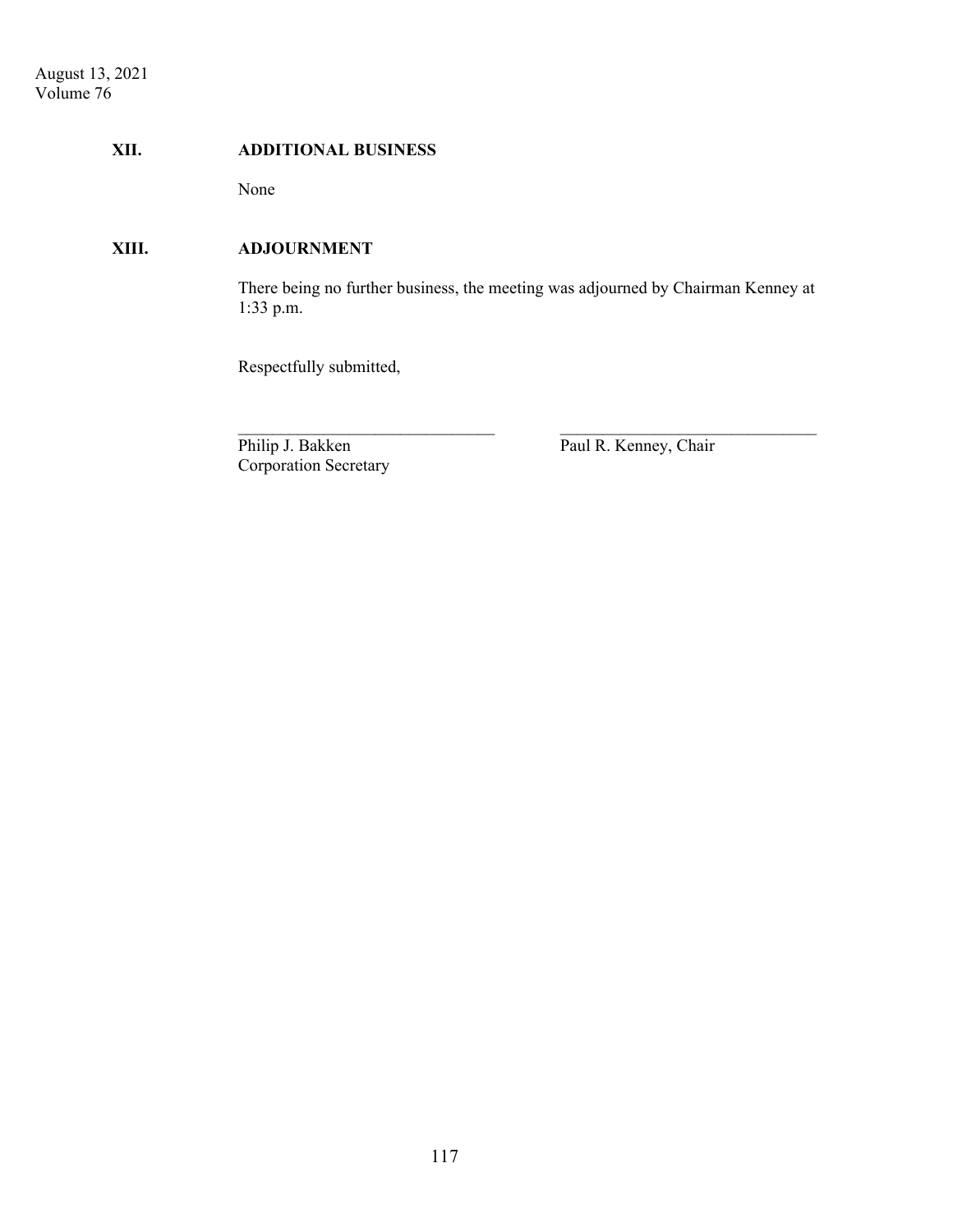## XII. ADDITIONAL BUSINESS

None

## XIII. ADJOURNMENT

There being no further business, the meeting was adjourned by Chairman Kenney at 1:33 p.m.

Respectfully submitted,

| \_\_\_\_\_\_\_\_\_\_\_\_\_\_\_\_\_\_\_\_\_\_\_\_\_\_\_\_\_\_ | \_\_\_\_\_\_\_\_\_\_\_\_\_\_\_\_\_\_\_\_\_\_\_\_\_\_\_\_\_\_ |
|---|---|
| Philip J. Bakken<br>Corporation Secretary | Paul R. Kenney, Chair |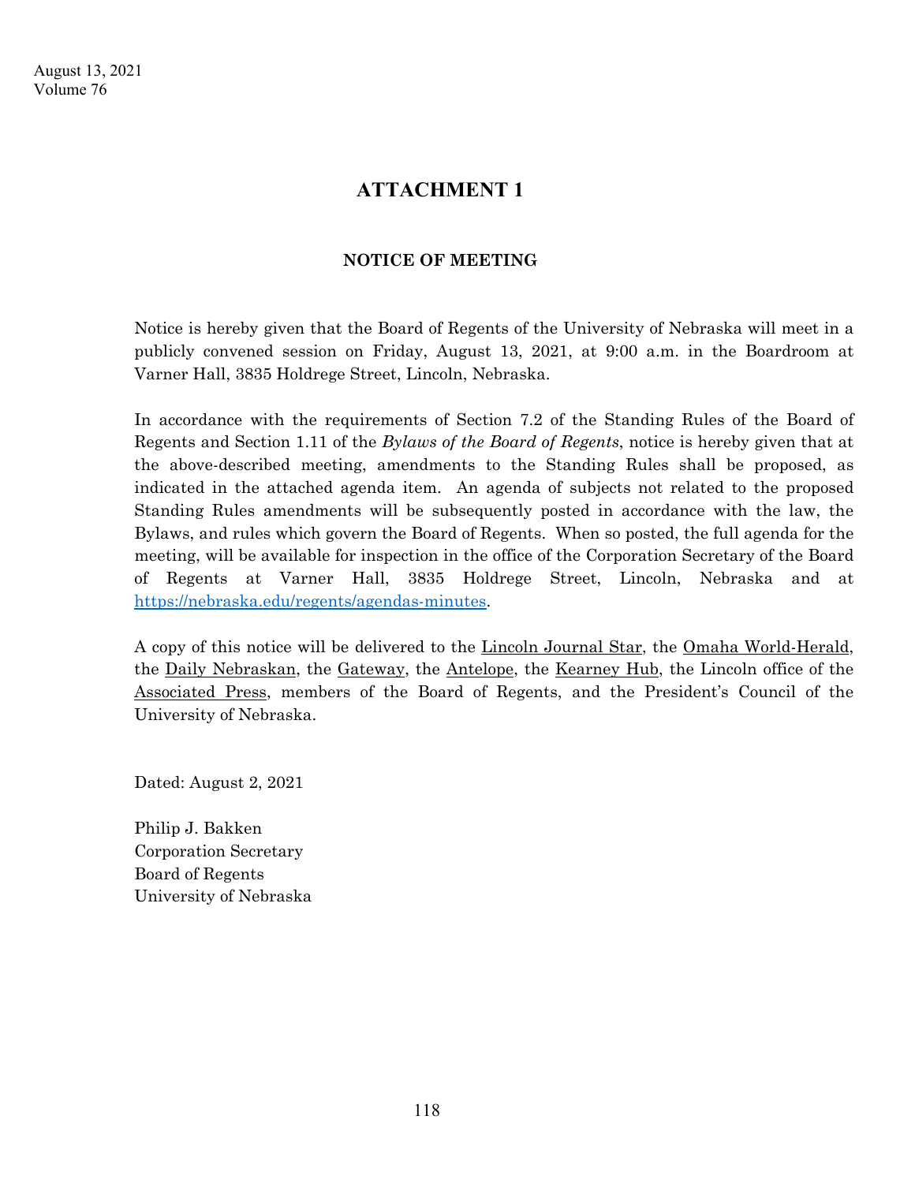# ATTACHMENT 1

### NOTICE OF MEETING

Notice is hereby given that the Board of Regents of the University of Nebraska will meet in a publicly convened session on Friday, August 13, 2021, at 9:00 a.m. in the Boardroom at Varner Hall, 3835 Holdrege Street, Lincoln, Nebraska.

In accordance with the requirements of Section 7.2 of the Standing Rules of the Board of Regents and Section 1.11 of the *Bylaws of the Board of Regents*, notice is hereby given that at the above-described meeting, amendments to the Standing Rules shall be proposed, as indicated in the attached agenda item. An agenda of subjects not related to the proposed Standing Rules amendments will be subsequently posted in accordance with the law, the Bylaws, and rules which govern the Board of Regents. When so posted, the full agenda for the meeting, will be available for inspection in the office of the Corporation Secretary of the Board of Regents at Varner Hall, 3835 Holdrege Street, Lincoln, Nebraska and at https://nebraska.edu/regents/agendas-minutes.

A copy of this notice will be delivered to the Lincoln Journal Star, the Omaha World-Herald, the Daily Nebraskan, the Gateway, the Antelope, the Kearney Hub, the Lincoln office of the Associated Press, members of the Board of Regents, and the President's Council of the University of Nebraska.

Dated: August 2, 2021

Philip J. Bakken
Corporation Secretary
Board of Regents
University of Nebraska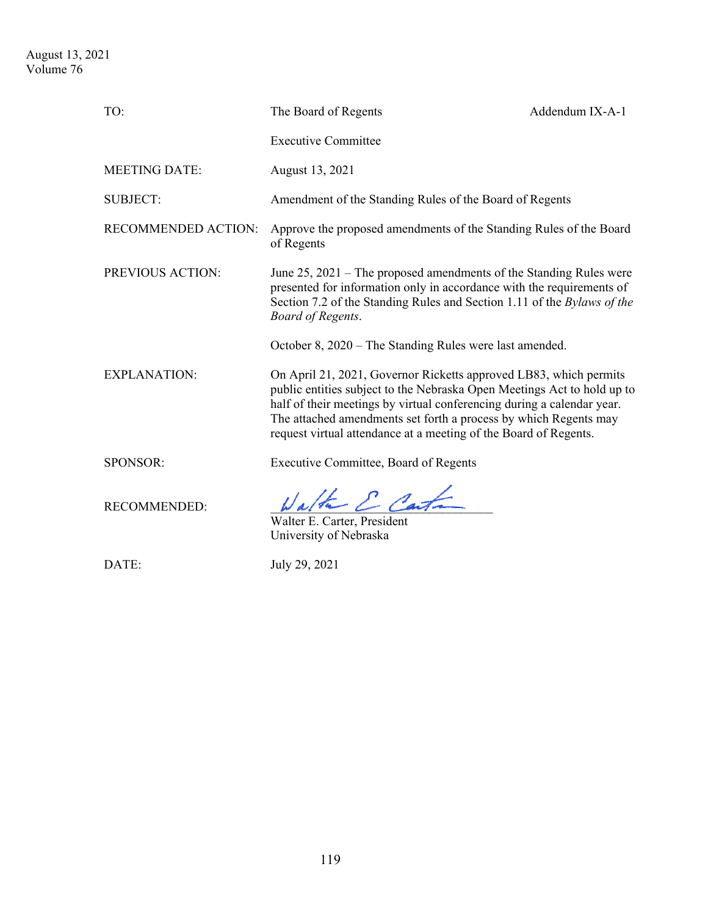| | | |
|---|---|---|
| TO: | The Board of Regents | Addendum IX-A-1 |
| | Executive Committee | |
| MEETING DATE: | August 13, 2021 | |
| SUBJECT: | Amendment of the Standing Rules of the Board of Regents | |
| RECOMMENDED ACTION: | Approve the proposed amendments of the Standing Rules of the Board of Regents | |
| PREVIOUS ACTION: | June 25, 2021 – The proposed amendments of the Standing Rules were presented for information only in accordance with the requirements of Section 7.2 of the Standing Rules and Section 1.11 of the *Bylaws of the Board of Regents*.<br><br>October 8, 2020 – The Standing Rules were last amended. | |
| EXPLANATION: | On April 21, 2021, Governor Ricketts approved LB83, which permits public entities subject to the Nebraska Open Meetings Act to hold up to half of their meetings by virtual conferencing during a calendar year. The attached amendments set forth a process by which Regents may request virtual attendance at a meeting of the Board of Regents. | |
| SPONSOR: | Executive Committee, Board of Regents | |
| RECOMMENDED: | Walter E. Carter, President<br>University of Nebraska | |
| DATE: | July 29, 2021 | |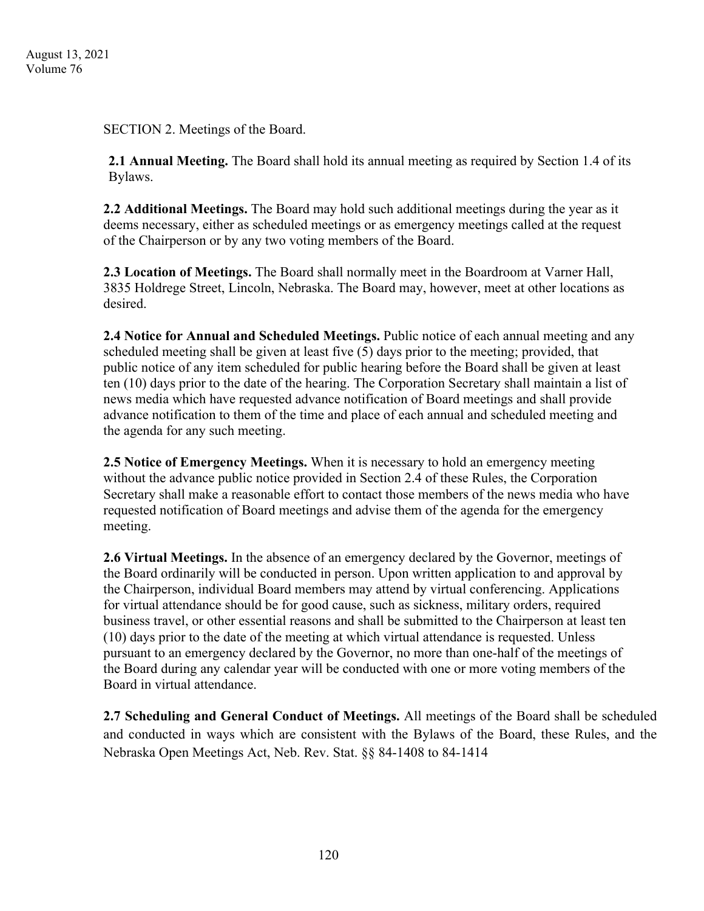SECTION 2. Meetings of the Board.

**2.1 Annual Meeting.** The Board shall hold its annual meeting as required by Section 1.4 of its Bylaws.

**2.2 Additional Meetings.** The Board may hold such additional meetings during the year as it deems necessary, either as scheduled meetings or as emergency meetings called at the request of the Chairperson or by any two voting members of the Board.

**2.3 Location of Meetings.** The Board shall normally meet in the Boardroom at Varner Hall, 3835 Holdrege Street, Lincoln, Nebraska. The Board may, however, meet at other locations as desired.

**2.4 Notice for Annual and Scheduled Meetings.** Public notice of each annual meeting and any scheduled meeting shall be given at least five (5) days prior to the meeting; provided, that public notice of any item scheduled for public hearing before the Board shall be given at least ten (10) days prior to the date of the hearing. The Corporation Secretary shall maintain a list of news media which have requested advance notification of Board meetings and shall provide advance notification to them of the time and place of each annual and scheduled meeting and the agenda for any such meeting.

**2.5 Notice of Emergency Meetings.** When it is necessary to hold an emergency meeting without the advance public notice provided in Section 2.4 of these Rules, the Corporation Secretary shall make a reasonable effort to contact those members of the news media who have requested notification of Board meetings and advise them of the agenda for the emergency meeting.

**2.6 Virtual Meetings.** In the absence of an emergency declared by the Governor, meetings of the Board ordinarily will be conducted in person. Upon written application to and approval by the Chairperson, individual Board members may attend by virtual conferencing. Applications for virtual attendance should be for good cause, such as sickness, military orders, required business travel, or other essential reasons and shall be submitted to the Chairperson at least ten (10) days prior to the date of the meeting at which virtual attendance is requested. Unless pursuant to an emergency declared by the Governor, no more than one-half of the meetings of the Board during any calendar year will be conducted with one or more voting members of the Board in virtual attendance.

**2.7 Scheduling and General Conduct of Meetings.** All meetings of the Board shall be scheduled and conducted in ways which are consistent with the Bylaws of the Board, these Rules, and the Nebraska Open Meetings Act, Neb. Rev. Stat. §§ 84-1408 to 84-1414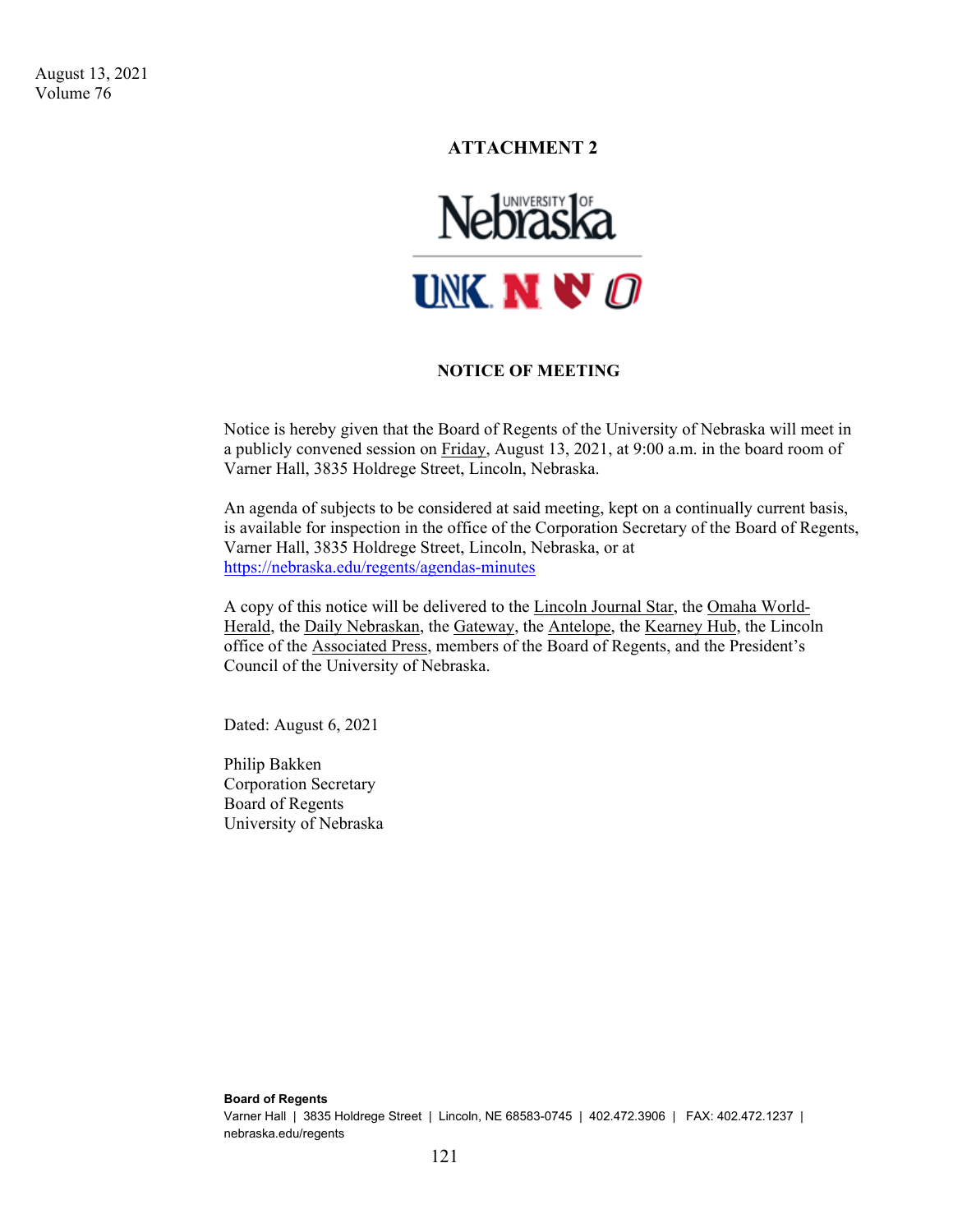## ATTACHMENT 2

### NOTICE OF MEETING

Notice is hereby given that the Board of Regents of the University of Nebraska will meet in a publicly convened session on Friday, August 13, 2021, at 9:00 a.m. in the board room of Varner Hall, 3835 Holdrege Street, Lincoln, Nebraska.

An agenda of subjects to be considered at said meeting, kept on a continually current basis, is available for inspection in the office of the Corporation Secretary of the Board of Regents, Varner Hall, 3835 Holdrege Street, Lincoln, Nebraska, or at https://nebraska.edu/regents/agendas-minutes

A copy of this notice will be delivered to the Lincoln Journal Star, the Omaha World-Herald, the Daily Nebraskan, the Gateway, the Antelope, the Kearney Hub, the Lincoln office of the Associated Press, members of the Board of Regents, and the President's Council of the University of Nebraska.

Dated: August 6, 2021

Philip Bakken
Corporation Secretary
Board of Regents
University of Nebraska

**Board of Regents**
Varner Hall | 3835 Holdrege Street | Lincoln, NE 68583-0745 | 402.472.3906 | FAX: 402.472.1237 | nebraska.edu/regents